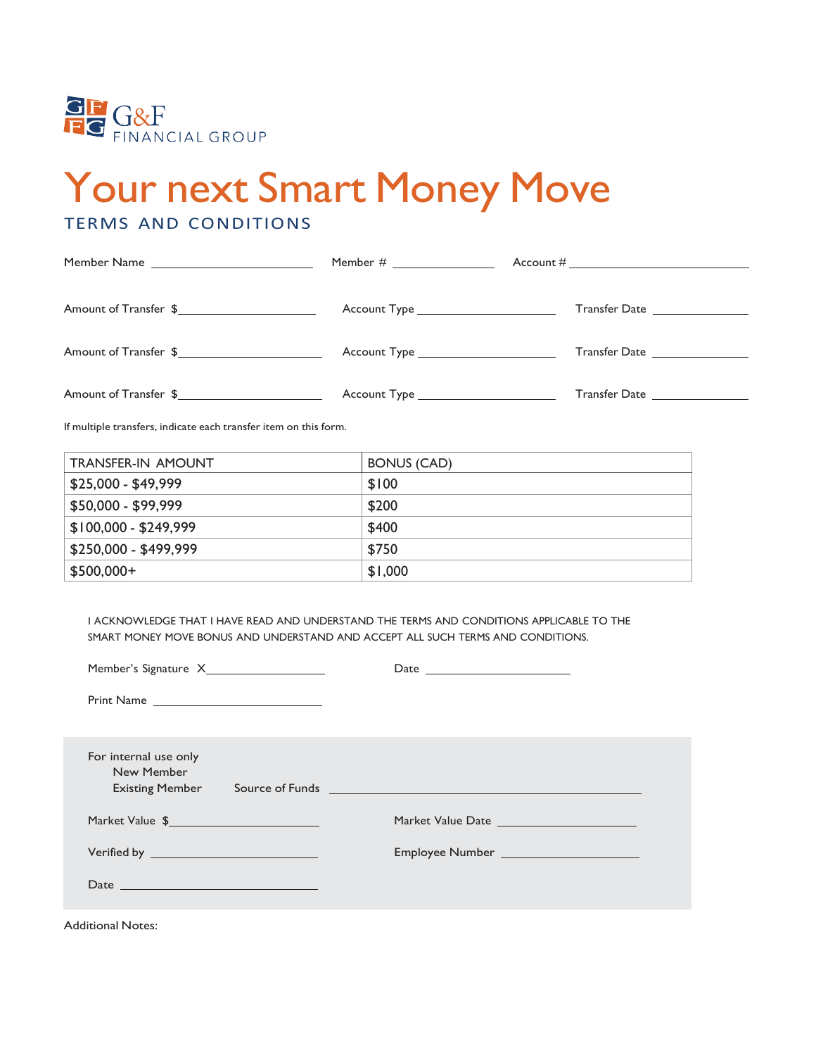G&F FINANCIAL GROUP

# Your next Smart Money Move

## TERMS AND CONDITIONS

Member Name ______________________ Member # ______________ Account # __________________________

Amount of Transfer $__________________ Account Type __________________ Transfer Date ____________

Amount of Transfer $__________________ Account Type __________________ Transfer Date ____________

Amount of Transfer $__________________ Account Type __________________ Transfer Date ____________

If multiple transfers, indicate each transfer item on this form.

| TRANSFER-IN AMOUNT | BONUS (CAD) |
|---|---|
| $25,000 - $49,999 | $100 |
| $50,000 - $99,999 | $200 |
| $100,000 - $249,999 | $400 |
| $250,000 - $499,999 | $750 |
| $500,000+ | $1,000 |

I ACKNOWLEDGE THAT I HAVE READ AND UNDERSTAND THE TERMS AND CONDITIONS APPLICABLE TO THE SMART MONEY MOVE BONUS AND UNDERSTAND AND ACCEPT ALL SUCH TERMS AND CONDITIONS.

Member's Signature X__________________ Date ____________________

Print Name ______________________

For internal use only
- New Member
- Existing Member

Source of Funds ______________________________________

Market Value $____________________ Market Value Date ____________________

Verified by ____________________ Employee Number ____________________

Date __________________________

Additional Notes: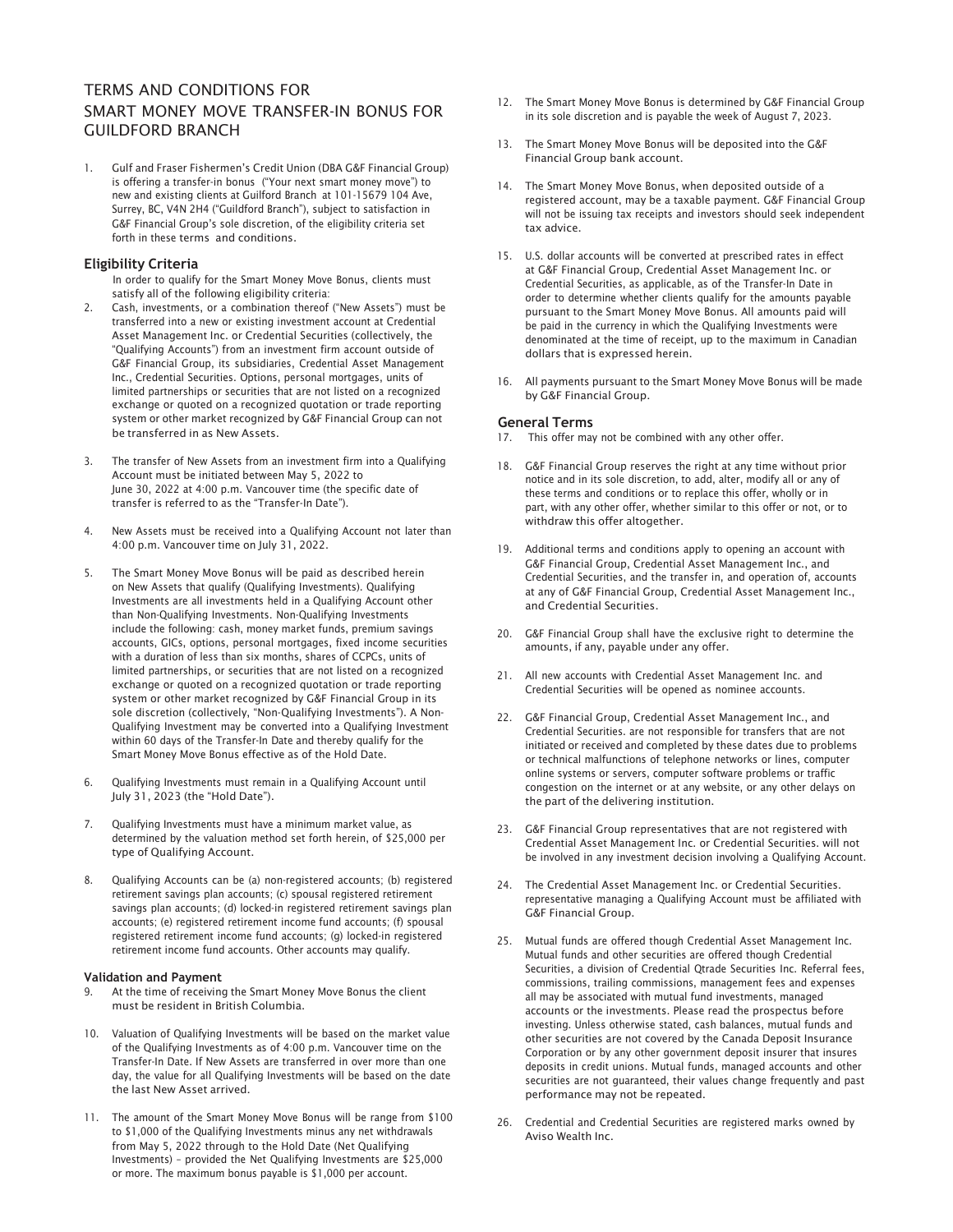# TERMS AND CONDITIONS FOR SMART MONEY MOVE TRANSFER-IN BONUS FOR GUILDFORD BRANCH

1. Gulf and Fraser Fishermen's Credit Union (DBA G&F Financial Group) is offering a transfer-in bonus ("Your next smart money move") to new and existing clients at Guilford Branch at 101-15679 104 Ave, Surrey, BC, V4N 2H4 ("Guildford Branch"), subject to satisfaction in G&F Financial Group's sole discretion, of the eligibility criteria set forth in these terms and conditions.

## Eligibility Criteria

In order to qualify for the Smart Money Move Bonus, clients must satisfy all of the following eligibility criteria:

2. Cash, investments, or a combination thereof ("New Assets") must be transferred into a new or existing investment account at Credential Asset Management Inc. or Credential Securities (collectively, the "Qualifying Accounts") from an investment firm account outside of G&F Financial Group, its subsidiaries, Credential Asset Management Inc., Credential Securities. Options, personal mortgages, units of limited partnerships or securities that are not listed on a recognized exchange or quoted on a recognized quotation or trade reporting system or other market recognized by G&F Financial Group can not be transferred in as New Assets.

3. The transfer of New Assets from an investment firm into a Qualifying Account must be initiated between May 5, 2022 to June 30, 2022 at 4:00 p.m. Vancouver time (the specific date of transfer is referred to as the "Transfer-In Date").

4. New Assets must be received into a Qualifying Account not later than 4:00 p.m. Vancouver time on July 31, 2022.

5. The Smart Money Move Bonus will be paid as described herein on New Assets that qualify (Qualifying Investments). Qualifying Investments are all investments held in a Qualifying Account other than Non-Qualifying Investments. Non-Qualifying Investments include the following: cash, money market funds, premium savings accounts, GICs, options, personal mortgages, fixed income securities with a duration of less than six months, shares of CCPCs, units of limited partnerships, or securities that are not listed on a recognized exchange or quoted on a recognized quotation or trade reporting system or other market recognized by G&F Financial Group in its sole discretion (collectively, "Non-Qualifying Investments"). A Non-Qualifying Investment may be converted into a Qualifying Investment within 60 days of the Transfer-In Date and thereby qualify for the Smart Money Move Bonus effective as of the Hold Date.

6. Qualifying Investments must remain in a Qualifying Account until July 31, 2023 (the "Hold Date").

7. Qualifying Investments must have a minimum market value, as determined by the valuation method set forth herein, of $25,000 per type of Qualifying Account.

8. Qualifying Accounts can be (a) non-registered accounts; (b) registered retirement savings plan accounts; (c) spousal registered retirement savings plan accounts; (d) locked-in registered retirement savings plan accounts; (e) registered retirement income fund accounts; (f) spousal registered retirement income fund accounts; (g) locked-in registered retirement income fund accounts. Other accounts may qualify.

### Validation and Payment

9. At the time of receiving the Smart Money Move Bonus the client must be resident in British Columbia.

10. Valuation of Qualifying Investments will be based on the market value of the Qualifying Investments as of 4:00 p.m. Vancouver time on the Transfer-In Date. If New Assets are transferred in over more than one day, the value for all Qualifying Investments will be based on the date the last New Asset arrived.

11. The amount of the Smart Money Move Bonus will be range from $100 to $1,000 of the Qualifying Investments minus any net withdrawals from May 5, 2022 through to the Hold Date (Net Qualifying Investments) – provided the Net Qualifying Investments are $25,000 or more. The maximum bonus payable is $1,000 per account.

12. The Smart Money Move Bonus is determined by G&F Financial Group in its sole discretion and is payable the week of August 7, 2023.

13. The Smart Money Move Bonus will be deposited into the G&F Financial Group bank account.

14. The Smart Money Move Bonus, when deposited outside of a registered account, may be a taxable payment. G&F Financial Group will not be issuing tax receipts and investors should seek independent tax advice.

15. U.S. dollar accounts will be converted at prescribed rates in effect at G&F Financial Group, Credential Asset Management Inc. or Credential Securities, as applicable, as of the Transfer-In Date in order to determine whether clients qualify for the amounts payable pursuant to the Smart Money Move Bonus. All amounts paid will be paid in the currency in which the Qualifying Investments were denominated at the time of receipt, up to the maximum in Canadian dollars that is expressed herein.

16. All payments pursuant to the Smart Money Move Bonus will be made by G&F Financial Group.

## General Terms

17. This offer may not be combined with any other offer.

18. G&F Financial Group reserves the right at any time without prior notice and in its sole discretion, to add, alter, modify all or any of these terms and conditions or to replace this offer, wholly or in part, with any other offer, whether similar to this offer or not, or to withdraw this offer altogether.

19. Additional terms and conditions apply to opening an account with G&F Financial Group, Credential Asset Management Inc., and Credential Securities, and the transfer in, and operation of, accounts at any of G&F Financial Group, Credential Asset Management Inc., and Credential Securities.

20. G&F Financial Group shall have the exclusive right to determine the amounts, if any, payable under any offer.

21. All new accounts with Credential Asset Management Inc. and Credential Securities will be opened as nominee accounts.

22. G&F Financial Group, Credential Asset Management Inc., and Credential Securities. are not responsible for transfers that are not initiated or received and completed by these dates due to problems or technical malfunctions of telephone networks or lines, computer online systems or servers, computer software problems or traffic congestion on the internet or at any website, or any other delays on the part of the delivering institution.

23. G&F Financial Group representatives that are not registered with Credential Asset Management Inc. or Credential Securities. will not be involved in any investment decision involving a Qualifying Account.

24. The Credential Asset Management Inc. or Credential Securities. representative managing a Qualifying Account must be affiliated with G&F Financial Group.

25. Mutual funds are offered though Credential Asset Management Inc. Mutual funds and other securities are offered though Credential Securities, a division of Credential Qtrade Securities Inc. Referral fees, commissions, trailing commissions, management fees and expenses all may be associated with mutual fund investments, managed accounts or the investments. Please read the prospectus before investing. Unless otherwise stated, cash balances, mutual funds and other securities are not covered by the Canada Deposit Insurance Corporation or by any other government deposit insurer that insures deposits in credit unions. Mutual funds, managed accounts and other securities are not guaranteed, their values change frequently and past performance may not be repeated.

26. Credential and Credential Securities are registered marks owned by Aviso Wealth Inc.